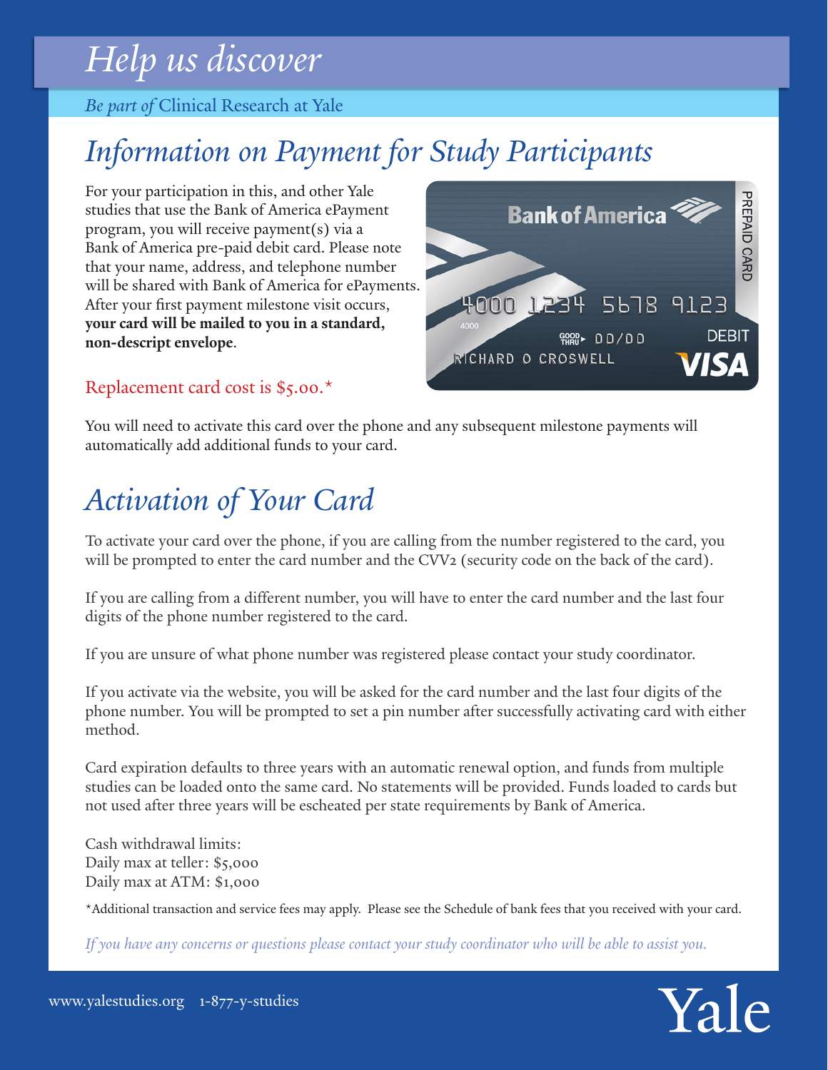# *Help us discover*

*Be part of* Clinical Research at Yale

## *Information on Payment for Study Participants*

For your participation in this, and other Yale studies that use the Bank of America ePayment program, you will receive payment(s) via a Bank of America pre-paid debit card. Please note that your name, address, and telephone number will be shared with Bank of America for ePayments. After your first payment milestone visit occurs, **your card will be mailed to you in a standard, non-descript envelope**.

Replacement card cost is $5.00.*

You will need to activate this card over the phone and any subsequent milestone payments will automatically add additional funds to your card.

## *Activation of Your Card*

To activate your card over the phone, if you are calling from the number registered to the card, you will be prompted to enter the card number and the CVV2 (security code on the back of the card).

If you are calling from a different number, you will have to enter the card number and the last four digits of the phone number registered to the card.

If you are unsure of what phone number was registered please contact your study coordinator.

If you activate via the website, you will be asked for the card number and the last four digits of the phone number. You will be prompted to set a pin number after successfully activating card with either method.

Card expiration defaults to three years with an automatic renewal option, and funds from multiple studies can be loaded onto the same card. No statements will be provided. Funds loaded to cards but not used after three years will be escheated per state requirements by Bank of America.

Cash withdrawal limits:
Daily max at teller: $5,000
Daily max at ATM: $1,000

*Additional transaction and service fees may apply. Please see the Schedule of bank fees that you received with your card.

*If you have any concerns or questions please contact your study coordinator who will be able to assist you.*

www.yalestudies.org 1-877-y-studies

Yale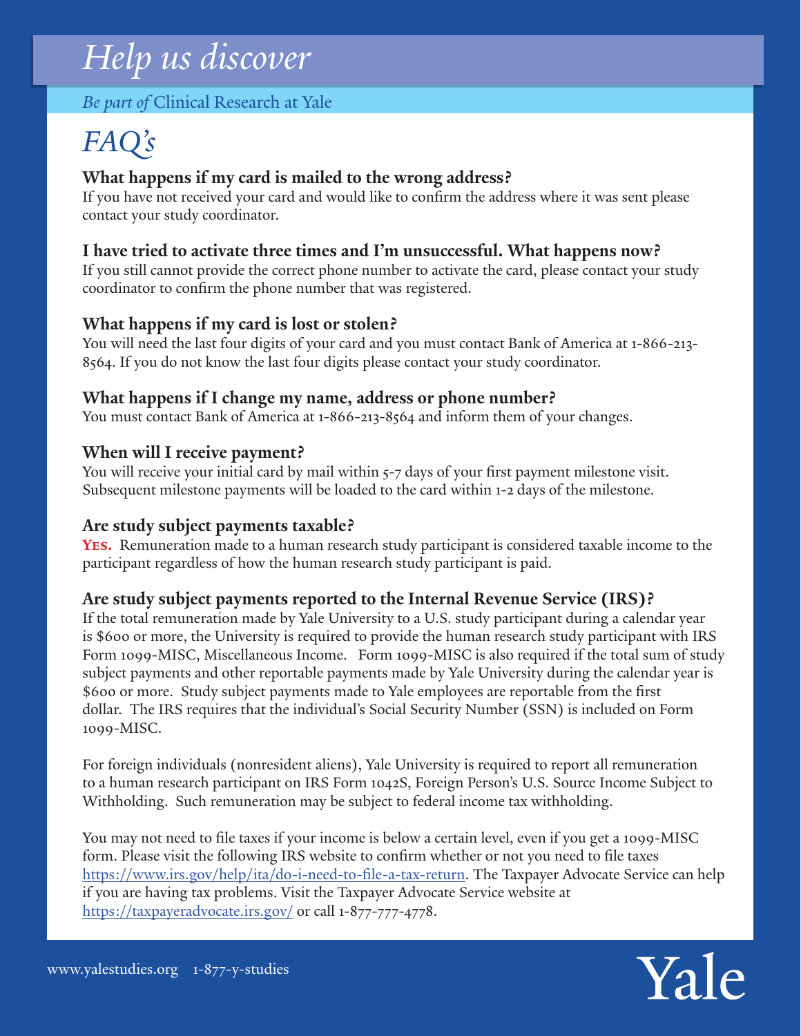# Help us discover

*Be part of* Clinical Research at Yale

## FAQ's

### What happens if my card is mailed to the wrong address?

If you have not received your card and would like to confirm the address where it was sent please contact your study coordinator.

### I have tried to activate three times and I'm unsuccessful. What happens now?

If you still cannot provide the correct phone number to activate the card, please contact your study coordinator to confirm the phone number that was registered.

### What happens if my card is lost or stolen?

You will need the last four digits of your card and you must contact Bank of America at 1-866-213-8564. If you do not know the last four digits please contact your study coordinator.

### What happens if I change my name, address or phone number?

You must contact Bank of America at 1-866-213-8564 and inform them of your changes.

### When will I receive payment?

You will receive your initial card by mail within 5-7 days of your first payment milestone visit. Subsequent milestone payments will be loaded to the card within 1-2 days of the milestone.

### Are study subject payments taxable?

**Yes.** Remuneration made to a human research study participant is considered taxable income to the participant regardless of how the human research study participant is paid.

### Are study subject payments reported to the Internal Revenue Service (IRS)?

If the total remuneration made by Yale University to a U.S. study participant during a calendar year is $600 or more, the University is required to provide the human research study participant with IRS Form 1099-MISC, Miscellaneous Income. Form 1099-MISC is also required if the total sum of study subject payments and other reportable payments made by Yale University during the calendar year is $600 or more. Study subject payments made to Yale employees are reportable from the first dollar. The IRS requires that the individual's Social Security Number (SSN) is included on Form 1099-MISC.

For foreign individuals (nonresident aliens), Yale University is required to report all remuneration to a human research participant on IRS Form 1042S, Foreign Person's U.S. Source Income Subject to Withholding. Such remuneration may be subject to federal income tax withholding.

You may not need to file taxes if your income is below a certain level, even if you get a 1099-MISC form. Please visit the following IRS website to confirm whether or not you need to file taxes https://www.irs.gov/help/ita/do-i-need-to-file-a-tax-return. The Taxpayer Advocate Service can help if you are having tax problems. Visit the Taxpayer Advocate Service website at https://taxpayeradvocate.irs.gov/ or call 1-877-777-4778.

www.yalestudies.org 1-877-y-studies

Yale